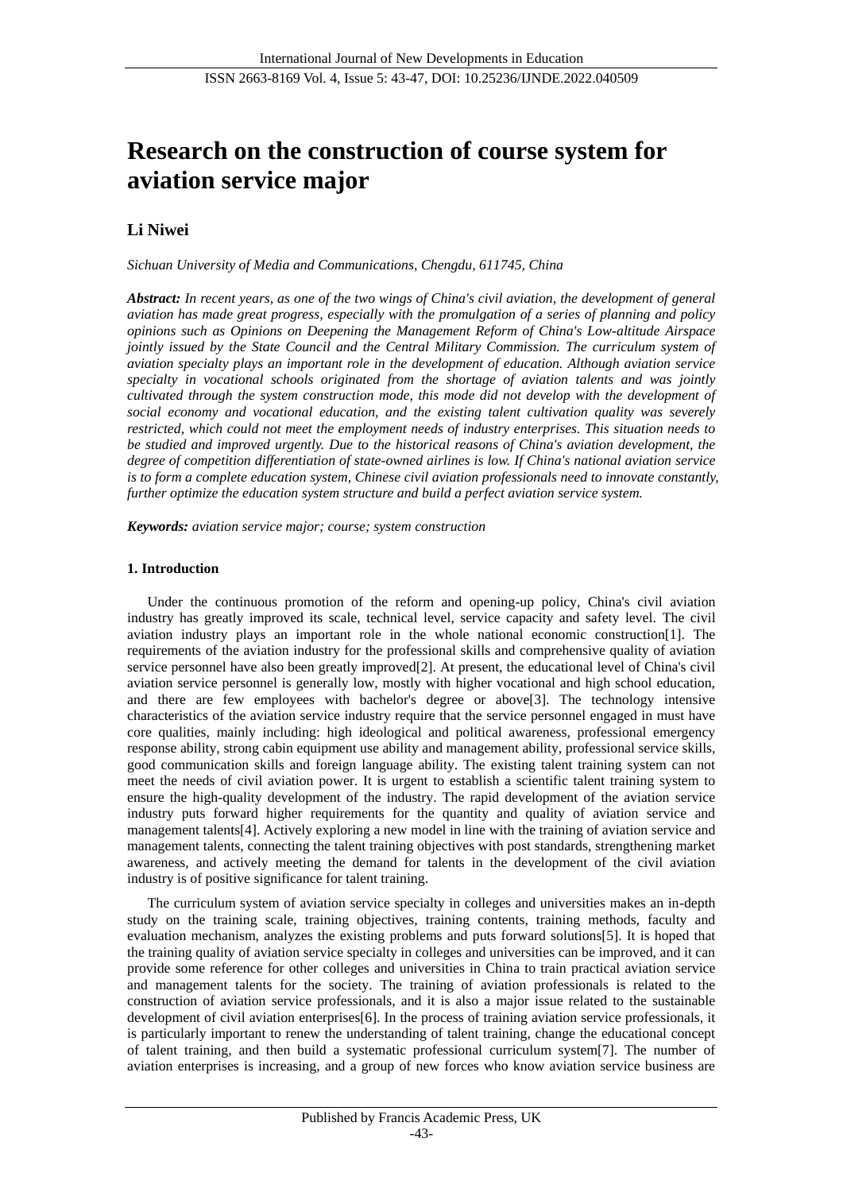# Research on the construction of course system for aviation service major

**Li Niwei**

*Sichuan University of Media and Communications, Chengdu, 611745, China*

***Abstract:*** *In recent years, as one of the two wings of China's civil aviation, the development of general aviation has made great progress, especially with the promulgation of a series of planning and policy opinions such as Opinions on Deepening the Management Reform of China's Low-altitude Airspace jointly issued by the State Council and the Central Military Commission. The curriculum system of aviation specialty plays an important role in the development of education. Although aviation service specialty in vocational schools originated from the shortage of aviation talents and was jointly cultivated through the system construction mode, this mode did not develop with the development of social economy and vocational education, and the existing talent cultivation quality was severely restricted, which could not meet the employment needs of industry enterprises. This situation needs to be studied and improved urgently. Due to the historical reasons of China's aviation development, the degree of competition differentiation of state-owned airlines is low. If China's national aviation service is to form a complete education system, Chinese civil aviation professionals need to innovate constantly, further optimize the education system structure and build a perfect aviation service system.*

***Keywords:*** *aviation service major; course; system construction*

## 1. Introduction

Under the continuous promotion of the reform and opening-up policy, China's civil aviation industry has greatly improved its scale, technical level, service capacity and safety level. The civil aviation industry plays an important role in the whole national economic construction[1]. The requirements of the aviation industry for the professional skills and comprehensive quality of aviation service personnel have also been greatly improved[2]. At present, the educational level of China's civil aviation service personnel is generally low, mostly with higher vocational and high school education, and there are few employees with bachelor's degree or above[3]. The technology intensive characteristics of the aviation service industry require that the service personnel engaged in must have core qualities, mainly including: high ideological and political awareness, professional emergency response ability, strong cabin equipment use ability and management ability, professional service skills, good communication skills and foreign language ability. The existing talent training system can not meet the needs of civil aviation power. It is urgent to establish a scientific talent training system to ensure the high-quality development of the industry. The rapid development of the aviation service industry puts forward higher requirements for the quantity and quality of aviation service and management talents[4]. Actively exploring a new model in line with the training of aviation service and management talents, connecting the talent training objectives with post standards, strengthening market awareness, and actively meeting the demand for talents in the development of the civil aviation industry is of positive significance for talent training.

The curriculum system of aviation service specialty in colleges and universities makes an in-depth study on the training scale, training objectives, training contents, training methods, faculty and evaluation mechanism, analyzes the existing problems and puts forward solutions[5]. It is hoped that the training quality of aviation service specialty in colleges and universities can be improved, and it can provide some reference for other colleges and universities in China to train practical aviation service and management talents for the society. The training of aviation professionals is related to the construction of aviation service professionals, and it is also a major issue related to the sustainable development of civil aviation enterprises[6]. In the process of training aviation service professionals, it is particularly important to renew the understanding of talent training, change the educational concept of talent training, and then build a systematic professional curriculum system[7]. The number of aviation enterprises is increasing, and a group of new forces who know aviation service business are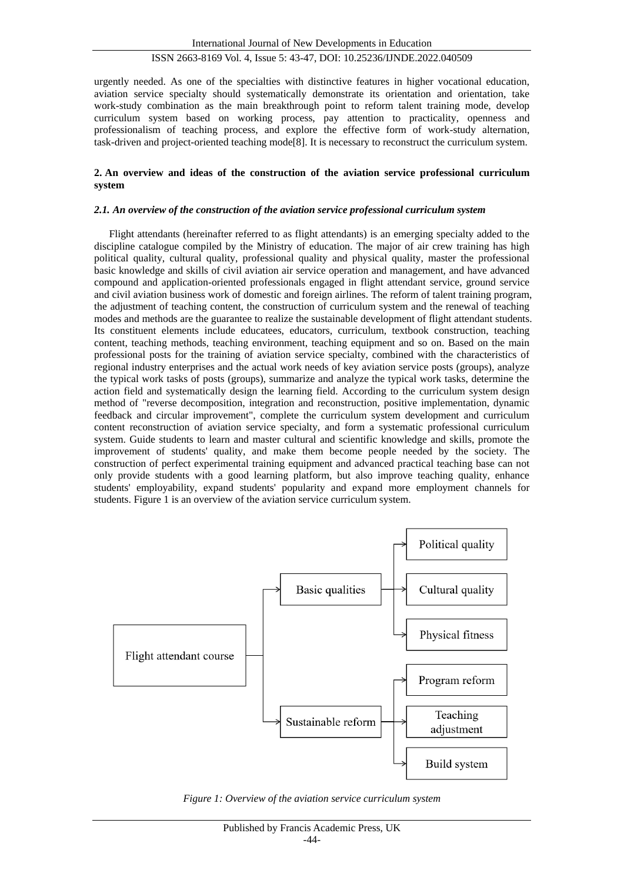urgently needed. As one of the specialties with distinctive features in higher vocational education, aviation service specialty should systematically demonstrate its orientation and orientation, take work-study combination as the main breakthrough point to reform talent training mode, develop curriculum system based on working process, pay attention to practicality, openness and professionalism of teaching process, and explore the effective form of work-study alternation, task-driven and project-oriented teaching mode[8]. It is necessary to reconstruct the curriculum system.

## 2. An overview and ideas of the construction of the aviation service professional curriculum system

### *2.1. An overview of the construction of the aviation service professional curriculum system*

Flight attendants (hereinafter referred to as flight attendants) is an emerging specialty added to the discipline catalogue compiled by the Ministry of education. The major of air crew training has high political quality, cultural quality, professional quality and physical quality, master the professional basic knowledge and skills of civil aviation air service operation and management, and have advanced compound and application-oriented professionals engaged in flight attendant service, ground service and civil aviation business work of domestic and foreign airlines. The reform of talent training program, the adjustment of teaching content, the construction of curriculum system and the renewal of teaching modes and methods are the guarantee to realize the sustainable development of flight attendant students. Its constituent elements include educatees, educators, curriculum, textbook construction, teaching content, teaching methods, teaching environment, teaching equipment and so on. Based on the main professional posts for the training of aviation service specialty, combined with the characteristics of regional industry enterprises and the actual work needs of key aviation service posts (groups), analyze the typical work tasks of posts (groups), summarize and analyze the typical work tasks, determine the action field and systematically design the learning field. According to the curriculum system design method of "reverse decomposition, integration and reconstruction, positive implementation, dynamic feedback and circular improvement", complete the curriculum system development and curriculum content reconstruction of aviation service specialty, and form a systematic professional curriculum system. Guide students to learn and master cultural and scientific knowledge and skills, promote the improvement of students' quality, and make them become people needed by the society. The construction of perfect experimental training equipment and advanced practical teaching base can not only provide students with a good learning platform, but also improve teaching quality, enhance students' employability, expand students' popularity and expand more employment channels for students. Figure 1 is an overview of the aviation service curriculum system.

Flight attendant course
- Basic qualities
  - Political quality
  - Cultural quality
  - Physical fitness
- Sustainable reform
  - Program reform
  - Teaching adjustment
  - Build system

*Figure 1: Overview of the aviation service curriculum system*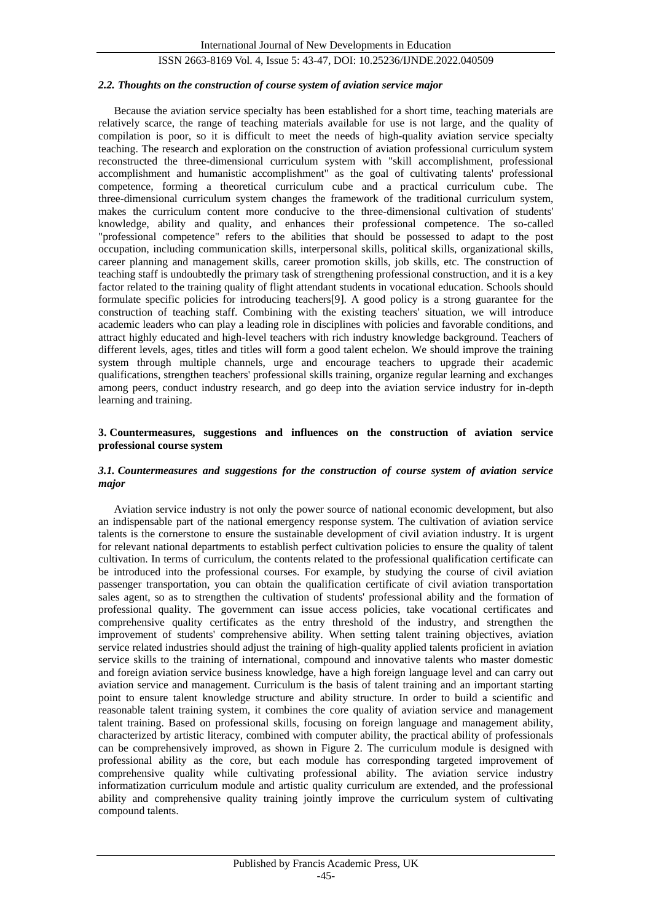### *2.2. Thoughts on the construction of course system of aviation service major*

Because the aviation service specialty has been established for a short time, teaching materials are relatively scarce, the range of teaching materials available for use is not large, and the quality of compilation is poor, so it is difficult to meet the needs of high-quality aviation service specialty teaching. The research and exploration on the construction of aviation professional curriculum system reconstructed the three-dimensional curriculum system with "skill accomplishment, professional accomplishment and humanistic accomplishment" as the goal of cultivating talents' professional competence, forming a theoretical curriculum cube and a practical curriculum cube. The three-dimensional curriculum system changes the framework of the traditional curriculum system, makes the curriculum content more conducive to the three-dimensional cultivation of students' knowledge, ability and quality, and enhances their professional competence. The so-called "professional competence" refers to the abilities that should be possessed to adapt to the post occupation, including communication skills, interpersonal skills, political skills, organizational skills, career planning and management skills, career promotion skills, job skills, etc. The construction of teaching staff is undoubtedly the primary task of strengthening professional construction, and it is a key factor related to the training quality of flight attendant students in vocational education. Schools should formulate specific policies for introducing teachers[9]. A good policy is a strong guarantee for the construction of teaching staff. Combining with the existing teachers' situation, we will introduce academic leaders who can play a leading role in disciplines with policies and favorable conditions, and attract highly educated and high-level teachers with rich industry knowledge background. Teachers of different levels, ages, titles and titles will form a good talent echelon. We should improve the training system through multiple channels, urge and encourage teachers to upgrade their academic qualifications, strengthen teachers' professional skills training, organize regular learning and exchanges among peers, conduct industry research, and go deep into the aviation service industry for in-depth learning and training.

## 3. Countermeasures, suggestions and influences on the construction of aviation service professional course system

### *3.1. Countermeasures and suggestions for the construction of course system of aviation service major*

Aviation service industry is not only the power source of national economic development, but also an indispensable part of the national emergency response system. The cultivation of aviation service talents is the cornerstone to ensure the sustainable development of civil aviation industry. It is urgent for relevant national departments to establish perfect cultivation policies to ensure the quality of talent cultivation. In terms of curriculum, the contents related to the professional qualification certificate can be introduced into the professional courses. For example, by studying the course of civil aviation passenger transportation, you can obtain the qualification certificate of civil aviation transportation sales agent, so as to strengthen the cultivation of students' professional ability and the formation of professional quality. The government can issue access policies, take vocational certificates and comprehensive quality certificates as the entry threshold of the industry, and strengthen the improvement of students' comprehensive ability. When setting talent training objectives, aviation service related industries should adjust the training of high-quality applied talents proficient in aviation service skills to the training of international, compound and innovative talents who master domestic and foreign aviation service business knowledge, have a high foreign language level and can carry out aviation service and management. Curriculum is the basis of talent training and an important starting point to ensure talent knowledge structure and ability structure. In order to build a scientific and reasonable talent training system, it combines the core quality of aviation service and management talent training. Based on professional skills, focusing on foreign language and management ability, characterized by artistic literacy, combined with computer ability, the practical ability of professionals can be comprehensively improved, as shown in Figure 2. The curriculum module is designed with professional ability as the core, but each module has corresponding targeted improvement of comprehensive quality while cultivating professional ability. The aviation service industry informatization curriculum module and artistic quality curriculum are extended, and the professional ability and comprehensive quality training jointly improve the curriculum system of cultivating compound talents.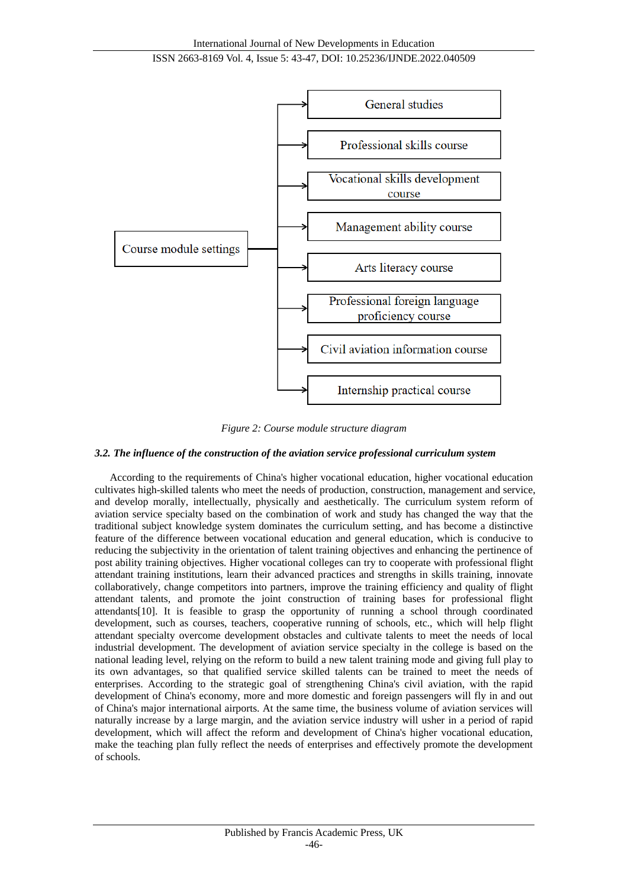Course module settings

- General studies
- Professional skills course
- Vocational skills development course
- Management ability course
- Arts literacy course
- Professional foreign language proficiency course
- Civil aviation information course
- Internship practical course

*Figure 2: Course module structure diagram*

### *3.2. The influence of the construction of the aviation service professional curriculum system*

According to the requirements of China's higher vocational education, higher vocational education cultivates high-skilled talents who meet the needs of production, construction, management and service, and develop morally, intellectually, physically and aesthetically. The curriculum system reform of aviation service specialty based on the combination of work and study has changed the way that the traditional subject knowledge system dominates the curriculum setting, and has become a distinctive feature of the difference between vocational education and general education, which is conducive to reducing the subjectivity in the orientation of talent training objectives and enhancing the pertinence of post ability training objectives. Higher vocational colleges can try to cooperate with professional flight attendant training institutions, learn their advanced practices and strengths in skills training, innovate collaboratively, change competitors into partners, improve the training efficiency and quality of flight attendant talents, and promote the joint construction of training bases for professional flight attendants[10]. It is feasible to grasp the opportunity of running a school through coordinated development, such as courses, teachers, cooperative running of schools, etc., which will help flight attendant specialty overcome development obstacles and cultivate talents to meet the needs of local industrial development. The development of aviation service specialty in the college is based on the national leading level, relying on the reform to build a new talent training mode and giving full play to its own advantages, so that qualified service skilled talents can be trained to meet the needs of enterprises. According to the strategic goal of strengthening China's civil aviation, with the rapid development of China's economy, more and more domestic and foreign passengers will fly in and out of China's major international airports. At the same time, the business volume of aviation services will naturally increase by a large margin, and the aviation service industry will usher in a period of rapid development, which will affect the reform and development of China's higher vocational education, make the teaching plan fully reflect the needs of enterprises and effectively promote the development of schools.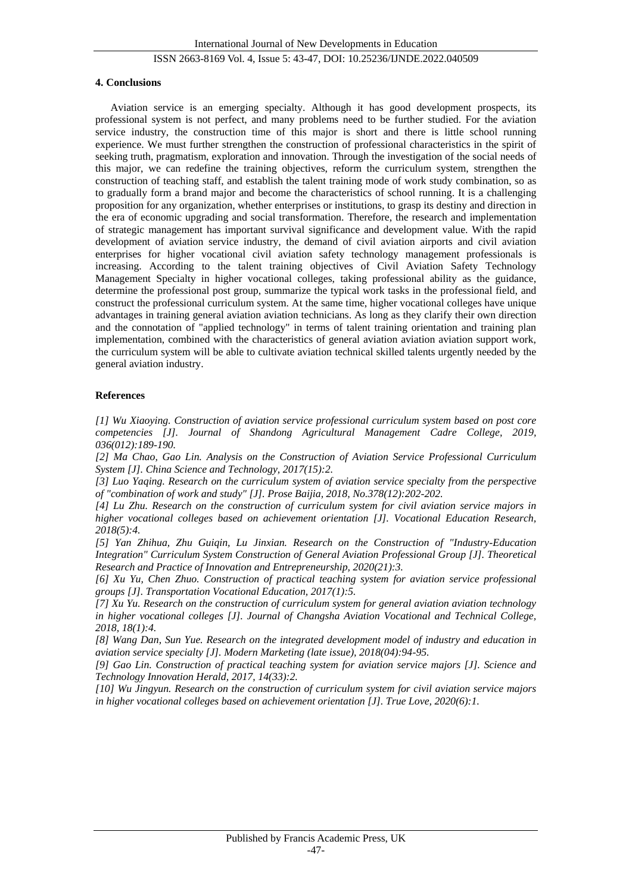## 4. Conclusions

Aviation service is an emerging specialty. Although it has good development prospects, its professional system is not perfect, and many problems need to be further studied. For the aviation service industry, the construction time of this major is short and there is little school running experience. We must further strengthen the construction of professional characteristics in the spirit of seeking truth, pragmatism, exploration and innovation. Through the investigation of the social needs of this major, we can redefine the training objectives, reform the curriculum system, strengthen the construction of teaching staff, and establish the talent training mode of work study combination, so as to gradually form a brand major and become the characteristics of school running. It is a challenging proposition for any organization, whether enterprises or institutions, to grasp its destiny and direction in the era of economic upgrading and social transformation. Therefore, the research and implementation of strategic management has important survival significance and development value. With the rapid development of aviation service industry, the demand of civil aviation airports and civil aviation enterprises for higher vocational civil aviation safety technology management professionals is increasing. According to the talent training objectives of Civil Aviation Safety Technology Management Specialty in higher vocational colleges, taking professional ability as the guidance, determine the professional post group, summarize the typical work tasks in the professional field, and construct the professional curriculum system. At the same time, higher vocational colleges have unique advantages in training general aviation aviation technicians. As long as they clarify their own direction and the connotation of "applied technology" in terms of talent training orientation and training plan implementation, combined with the characteristics of general aviation aviation aviation support work, the curriculum system will be able to cultivate aviation technical skilled talents urgently needed by the general aviation industry.

## References

*[1] Wu Xiaoying. Construction of aviation service professional curriculum system based on post core competencies [J]. Journal of Shandong Agricultural Management Cadre College, 2019, 036(012):189-190.*

*[2] Ma Chao, Gao Lin. Analysis on the Construction of Aviation Service Professional Curriculum System [J]. China Science and Technology, 2017(15):2.*

*[3] Luo Yaqing. Research on the curriculum system of aviation service specialty from the perspective of "combination of work and study" [J]. Prose Baijia, 2018, No.378(12):202-202.*

*[4] Lu Zhu. Research on the construction of curriculum system for civil aviation service majors in higher vocational colleges based on achievement orientation [J]. Vocational Education Research, 2018(5):4.*

*[5] Yan Zhihua, Zhu Guiqin, Lu Jinxian. Research on the Construction of "Industry-Education Integration" Curriculum System Construction of General Aviation Professional Group [J]. Theoretical Research and Practice of Innovation and Entrepreneurship, 2020(21):3.*

*[6] Xu Yu, Chen Zhuo. Construction of practical teaching system for aviation service professional groups [J]. Transportation Vocational Education, 2017(1):5.*

*[7] Xu Yu. Research on the construction of curriculum system for general aviation aviation technology in higher vocational colleges [J]. Journal of Changsha Aviation Vocational and Technical College, 2018, 18(1):4.*

*[8] Wang Dan, Sun Yue. Research on the integrated development model of industry and education in aviation service specialty [J]. Modern Marketing (late issue), 2018(04):94-95.*

*[9] Gao Lin. Construction of practical teaching system for aviation service majors [J]. Science and Technology Innovation Herald, 2017, 14(33):2.*

*[10] Wu Jingyun. Research on the construction of curriculum system for civil aviation service majors in higher vocational colleges based on achievement orientation [J]. True Love, 2020(6):1.*